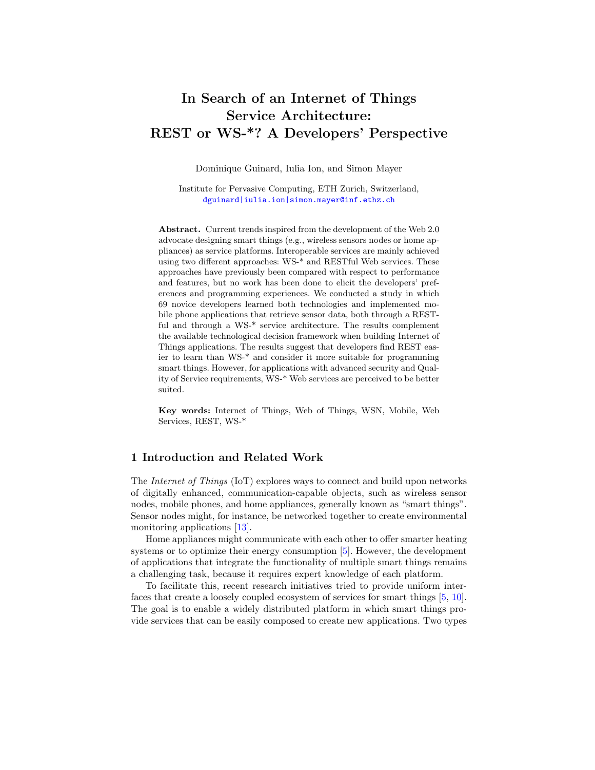# In Search of an Internet of Things Service Architecture: REST or WS-*? A Developers' Perspective

Dominique Guinard, Iulia Ion, and Simon Mayer

Institute for Pervasive Computing, ETH Zurich, Switzerland,
dguinard|iulia.ion|simon.mayer@inf.ethz.ch

**Abstract.** Current trends inspired from the development of the Web 2.0 advocate designing smart things (e.g., wireless sensors nodes or home appliances) as service platforms. Interoperable services are mainly achieved using two different approaches: WS-* and RESTful Web services. These approaches have previously been compared with respect to performance and features, but no work has been done to elicit the developers' preferences and programming experiences. We conducted a study in which 69 novice developers learned both technologies and implemented mobile phone applications that retrieve sensor data, both through a RESTful and through a WS-* service architecture. The results complement the available technological decision framework when building Internet of Things applications. The results suggest that developers find REST easier to learn than WS-* and consider it more suitable for programming smart things. However, for applications with advanced security and Quality of Service requirements, WS-* Web services are perceived to be better suited.

**Key words:** Internet of Things, Web of Things, WSN, Mobile, Web Services, REST, WS-*

## 1 Introduction and Related Work

The *Internet of Things* (IoT) explores ways to connect and build upon networks of digitally enhanced, communication-capable objects, such as wireless sensor nodes, mobile phones, and home appliances, generally known as "smart things". Sensor nodes might, for instance, be networked together to create environmental monitoring applications [13].

Home appliances might communicate with each other to offer smarter heating systems or to optimize their energy consumption [5]. However, the development of applications that integrate the functionality of multiple smart things remains a challenging task, because it requires expert knowledge of each platform.

To facilitate this, recent research initiatives tried to provide uniform interfaces that create a loosely coupled ecosystem of services for smart things [5, 10]. The goal is to enable a widely distributed platform in which smart things provide services that can be easily composed to create new applications. Two types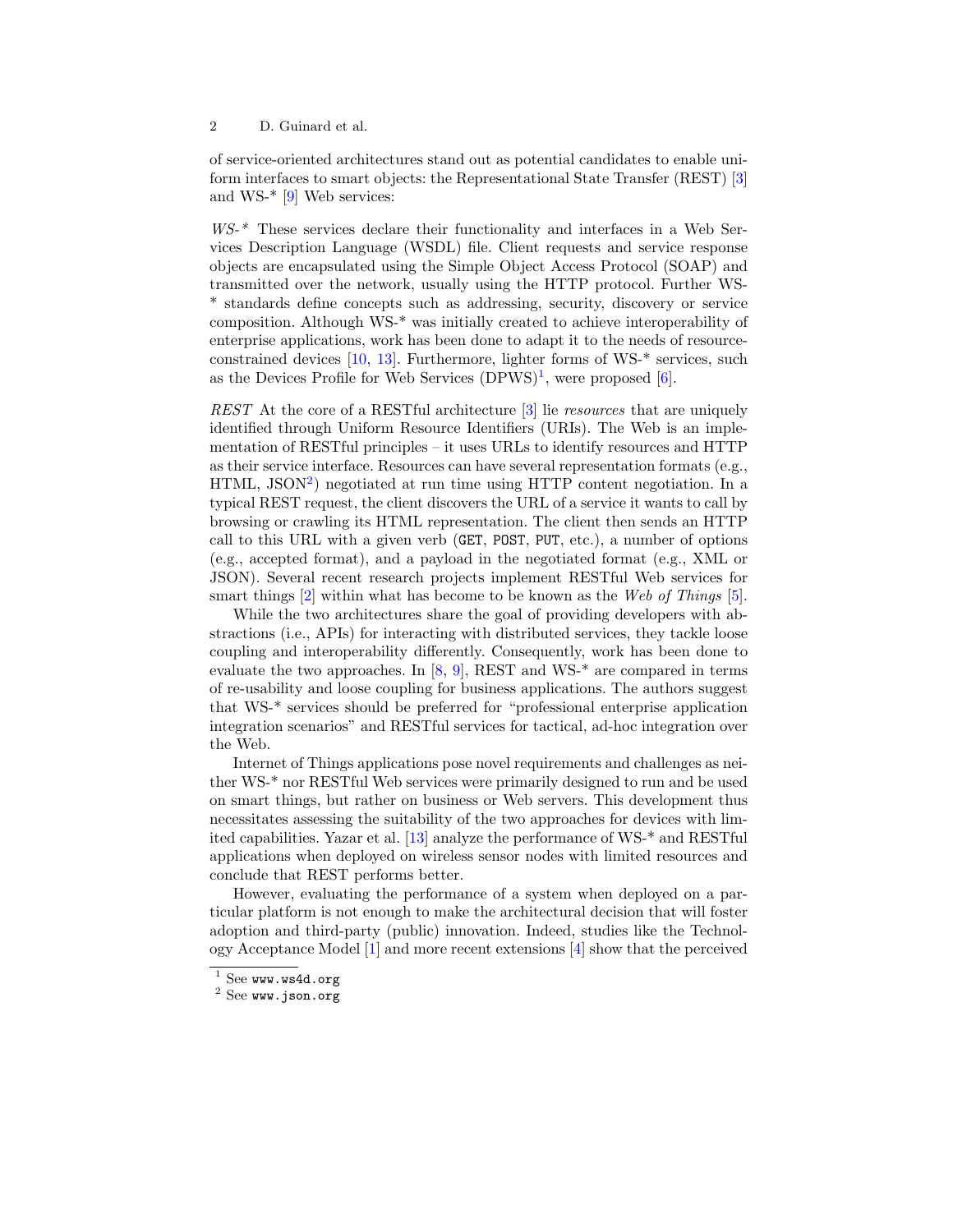of service-oriented architectures stand out as potential candidates to enable uniform interfaces to smart objects: the Representational State Transfer (REST) [3] and WS-* [9] Web services:

*WS-** These services declare their functionality and interfaces in a Web Services Description Language (WSDL) file. Client requests and service response objects are encapsulated using the Simple Object Access Protocol (SOAP) and transmitted over the network, usually using the HTTP protocol. Further WS-* standards define concepts such as addressing, security, discovery or service composition. Although WS-* was initially created to achieve interoperability of enterprise applications, work has been done to adapt it to the needs of resource-constrained devices [10, 13]. Furthermore, lighter forms of WS-* services, such as the Devices Profile for Web Services (DPWS)[1], were proposed [6].

*REST* At the core of a RESTful architecture [3] lie *resources* that are uniquely identified through Uniform Resource Identifiers (URIs). The Web is an implementation of RESTful principles – it uses URLs to identify resources and HTTP as their service interface. Resources can have several representation formats (e.g., HTML, JSON[2]) negotiated at run time using HTTP content negotiation. In a typical REST request, the client discovers the URL of a service it wants to call by browsing or crawling its HTML representation. The client then sends an HTTP call to this URL with a given verb (`GET`, `POST`, `PUT`, etc.), a number of options (e.g., accepted format), and a payload in the negotiated format (e.g., XML or JSON). Several recent research projects implement RESTful Web services for smart things [2] within what has become to be known as the *Web of Things* [5].

While the two architectures share the goal of providing developers with abstractions (i.e., APIs) for interacting with distributed services, they tackle loose coupling and interoperability differently. Consequently, work has been done to evaluate the two approaches. In [8, 9], REST and WS-* are compared in terms of re-usability and loose coupling for business applications. The authors suggest that WS-* services should be preferred for "professional enterprise application integration scenarios" and RESTful services for tactical, ad-hoc integration over the Web.

Internet of Things applications pose novel requirements and challenges as neither WS-* nor RESTful Web services were primarily designed to run and be used on smart things, but rather on business or Web servers. This development thus necessitates assessing the suitability of the two approaches for devices with limited capabilities. Yazar et al. [13] analyze the performance of WS-* and RESTful applications when deployed on wireless sensor nodes with limited resources and conclude that REST performs better.

However, evaluating the performance of a system when deployed on a particular platform is not enough to make the architectural decision that will foster adoption and third-party (public) innovation. Indeed, studies like the Technology Acceptance Model [1] and more recent extensions [4] show that the perceived

[1] See `www.ws4d.org`

[2] See `www.json.org`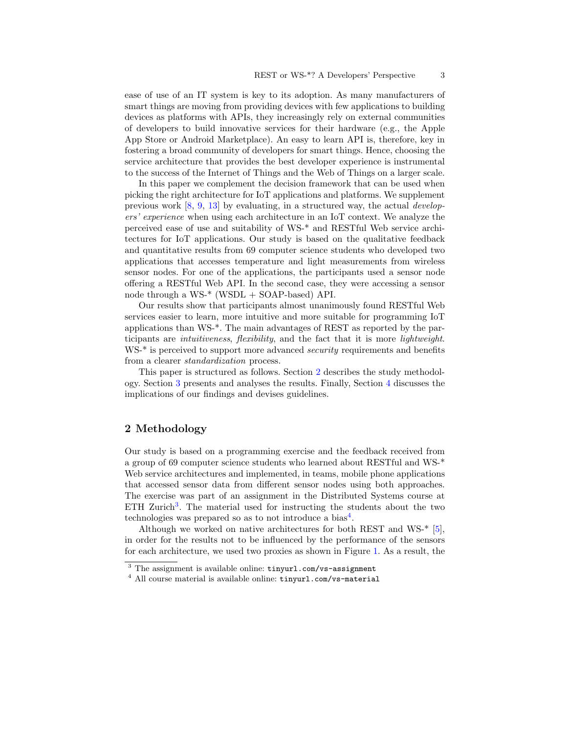ease of use of an IT system is key to its adoption. As many manufacturers of smart things are moving from providing devices with few applications to building devices as platforms with APIs, they increasingly rely on external communities of developers to build innovative services for their hardware (e.g., the Apple App Store or Android Marketplace). An easy to learn API is, therefore, key in fostering a broad community of developers for smart things. Hence, choosing the service architecture that provides the best developer experience is instrumental to the success of the Internet of Things and the Web of Things on a larger scale.

In this paper we complement the decision framework that can be used when picking the right architecture for IoT applications and platforms. We supplement previous work [8, 9, 13] by evaluating, in a structured way, the actual *developers' experience* when using each architecture in an IoT context. We analyze the perceived ease of use and suitability of WS-* and RESTful Web service architectures for IoT applications. Our study is based on the qualitative feedback and quantitative results from 69 computer science students who developed two applications that accesses temperature and light measurements from wireless sensor nodes. For one of the applications, the participants used a sensor node offering a RESTful Web API. In the second case, they were accessing a sensor node through a WS-* (WSDL + SOAP-based) API.

Our results show that participants almost unanimously found RESTful Web services easier to learn, more intuitive and more suitable for programming IoT applications than WS-*. The main advantages of REST as reported by the participants are *intuitiveness*, *flexibility*, and the fact that it is more *lightweight*. WS-* is perceived to support more advanced *security* requirements and benefits from a clearer *standardization* process.

This paper is structured as follows. Section 2 describes the study methodology. Section 3 presents and analyses the results. Finally, Section 4 discusses the implications of our findings and devises guidelines.

## 2 Methodology

Our study is based on a programming exercise and the feedback received from a group of 69 computer science students who learned about RESTful and WS-* Web service architectures and implemented, in teams, mobile phone applications that accessed sensor data from different sensor nodes using both approaches. The exercise was part of an assignment in the Distributed Systems course at ETH Zurich[3]. The material used for instructing the students about the two technologies was prepared so as to not introduce a bias[4].

Although we worked on native architectures for both REST and WS-* [5], in order for the results not to be influenced by the performance of the sensors for each architecture, we used two proxies as shown in Figure 1. As a result, the

[3] The assignment is available online: `tinyurl.com/vs-assignment`

[4] All course material is available online: `tinyurl.com/vs-material`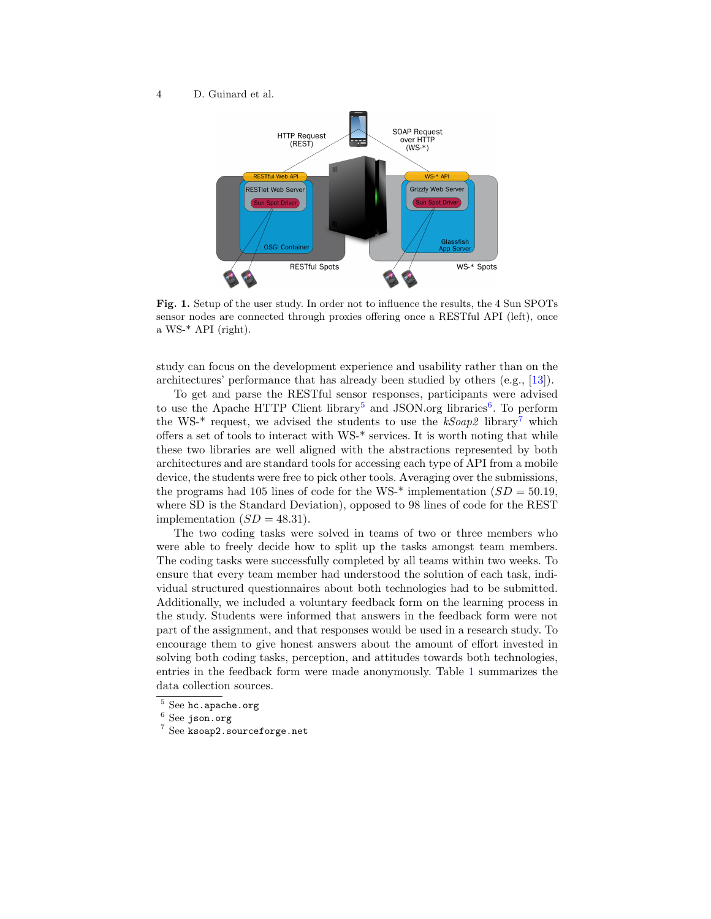Fig. 1. Setup of the user study. In order not to influence the results, the 4 Sun SPOTs sensor nodes are connected through proxies offering once a RESTful API (left), once a WS-* API (right).

study can focus on the development experience and usability rather than on the architectures' performance that has already been studied by others (e.g., [13]).

To get and parse the RESTful sensor responses, participants were advised to use the Apache HTTP Client library[5] and JSON.org libraries[6]. To perform the WS-* request, we advised the students to use the *kSoap2* library[7] which offers a set of tools to interact with WS-* services. It is worth noting that while these two libraries are well aligned with the abstractions represented by both architectures and are standard tools for accessing each type of API from a mobile device, the students were free to pick other tools. Averaging over the submissions, the programs had 105 lines of code for the WS-* implementation ($SD = 50.19$, where SD is the Standard Deviation), opposed to 98 lines of code for the REST implementation ($SD = 48.31$).

The two coding tasks were solved in teams of two or three members who were able to freely decide how to split up the tasks amongst team members. The coding tasks were successfully completed by all teams within two weeks. To ensure that every team member had understood the solution of each task, individual structured questionnaires about both technologies had to be submitted. Additionally, we included a voluntary feedback form on the learning process in the study. Students were informed that answers in the feedback form were not part of the assignment, and that responses would be used in a research study. To encourage them to give honest answers about the amount of effort invested in solving both coding tasks, perception, and attitudes towards both technologies, entries in the feedback form were made anonymously. Table 1 summarizes the data collection sources.

---

[5] See `hc.apache.org`

[6] See `json.org`

[7] See `ksoap2.sourceforge.net`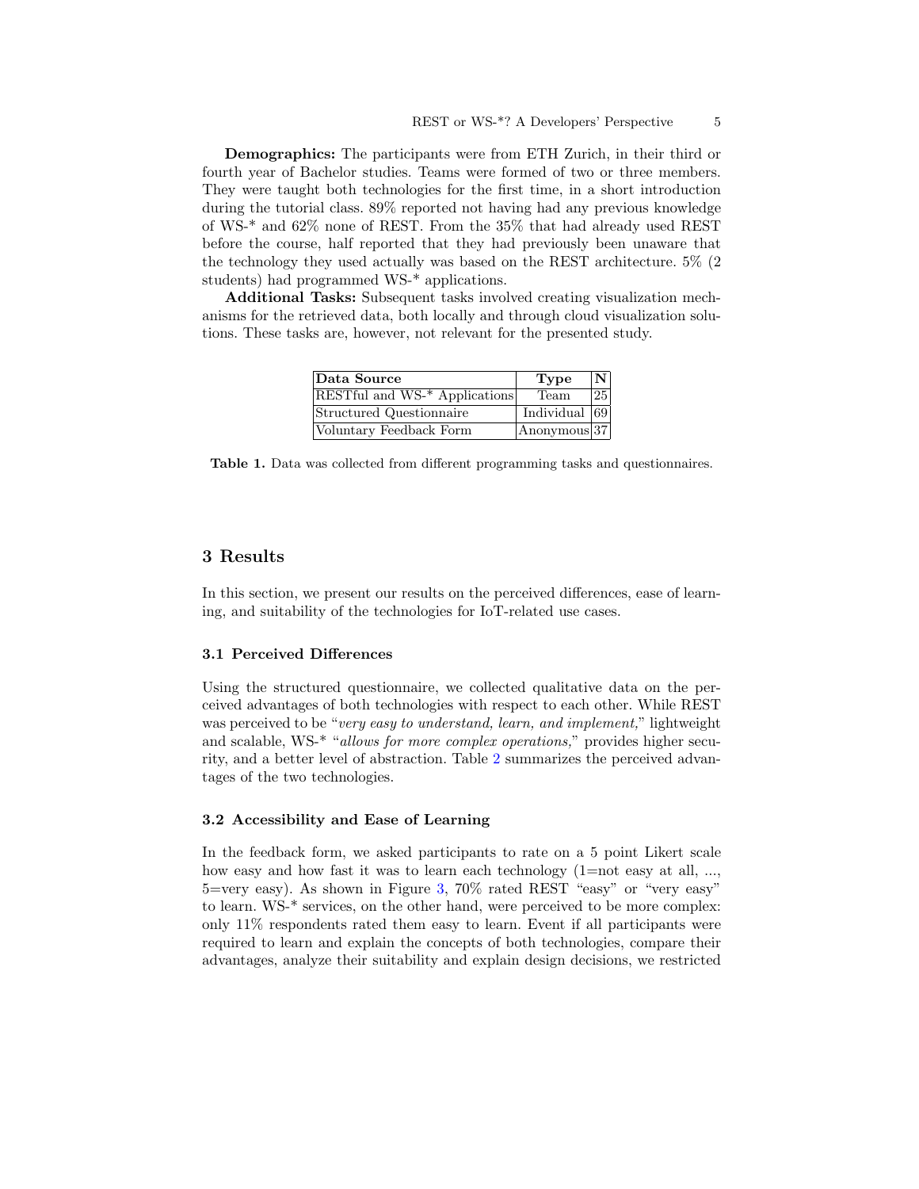**Demographics:** The participants were from ETH Zurich, in their third or fourth year of Bachelor studies. Teams were formed of two or three members. They were taught both technologies for the first time, in a short introduction during the tutorial class. 89% reported not having had any previous knowledge of WS-* and 62% none of REST. From the 35% that had already used REST before the course, half reported that they had previously been unaware that the technology they used actually was based on the REST architecture. 5% (2 students) had programmed WS-* applications.

**Additional Tasks:** Subsequent tasks involved creating visualization mechanisms for the retrieved data, both locally and through cloud visualization solutions. These tasks are, however, not relevant for the presented study.

| Data Source | Type | N |
|---|---|---|
| RESTful and WS-* Applications | Team | 25 |
| Structured Questionnaire | Individual | 69 |
| Voluntary Feedback Form | Anonymous | 37 |

**Table 1.** Data was collected from different programming tasks and questionnaires.

## 3 Results

In this section, we present our results on the perceived differences, ease of learning, and suitability of the technologies for IoT-related use cases.

### 3.1 Perceived Differences

Using the structured questionnaire, we collected qualitative data on the perceived advantages of both technologies with respect to each other. While REST was perceived to be "*very easy to understand, learn, and implement,*" lightweight and scalable, WS-* "*allows for more complex operations,*" provides higher security, and a better level of abstraction. Table 2 summarizes the perceived advantages of the two technologies.

### 3.2 Accessibility and Ease of Learning

In the feedback form, we asked participants to rate on a 5 point Likert scale how easy and how fast it was to learn each technology (1=not easy at all, ..., 5=very easy). As shown in Figure 3, 70% rated REST "easy" or "very easy" to learn. WS-* services, on the other hand, were perceived to be more complex: only 11% respondents rated them easy to learn. Event if all participants were required to learn and explain the concepts of both technologies, compare their advantages, analyze their suitability and explain design decisions, we restricted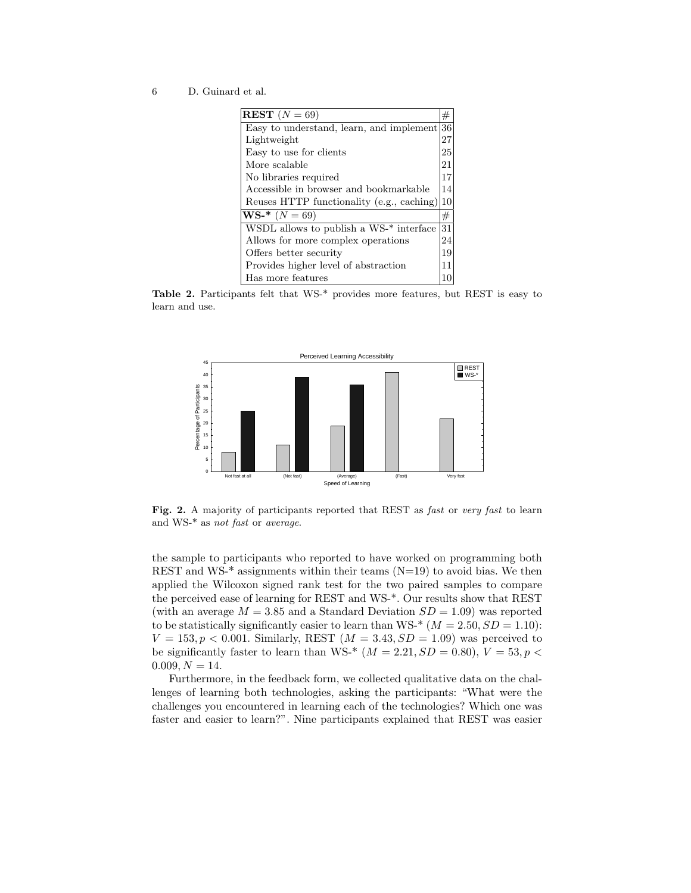| **REST** ($N = 69$) | # |
|---|---|
| Easy to understand, learn, and implement | 36 |
| Lightweight | 27 |
| Easy to use for clients | 25 |
| More scalable | 21 |
| No libraries required | 17 |
| Accessible in browser and bookmarkable | 14 |
| Reuses HTTP functionality (e.g., caching) | 10 |
| **WS-*** ($N = 69$) | # |
| WSDL allows to publish a WS-* interface | 31 |
| Allows for more complex operations | 24 |
| Offers better security | 19 |
| Provides higher level of abstraction | 11 |
| Has more features | 10 |

**Table 2.** Participants felt that WS-* provides more features, but REST is easy to learn and use.

**Fig. 2.** A majority of participants reported that REST as *fast* or *very fast* to learn and WS-* as *not fast* or *average*.

the sample to participants who reported to have worked on programming both REST and WS-* assignments within their teams (N=19) to avoid bias. We then applied the Wilcoxon signed rank test for the two paired samples to compare the perceived ease of learning for REST and WS-*. Our results show that REST (with an average $M = 3.85$ and a Standard Deviation $SD = 1.09$) was reported to be statistically significantly easier to learn than WS-* ($M = 2.50, SD = 1.10$): $V = 153, p < 0.001$. Similarly, REST ($M = 3.43, SD = 1.09$) was perceived to be significantly faster to learn than WS-* ($M = 2.21, SD = 0.80$), $V = 53, p < 0.009, N = 14$.

Furthermore, in the feedback form, we collected qualitative data on the challenges of learning both technologies, asking the participants: "What were the challenges you encountered in learning each of the technologies? Which one was faster and easier to learn?". Nine participants explained that REST was easier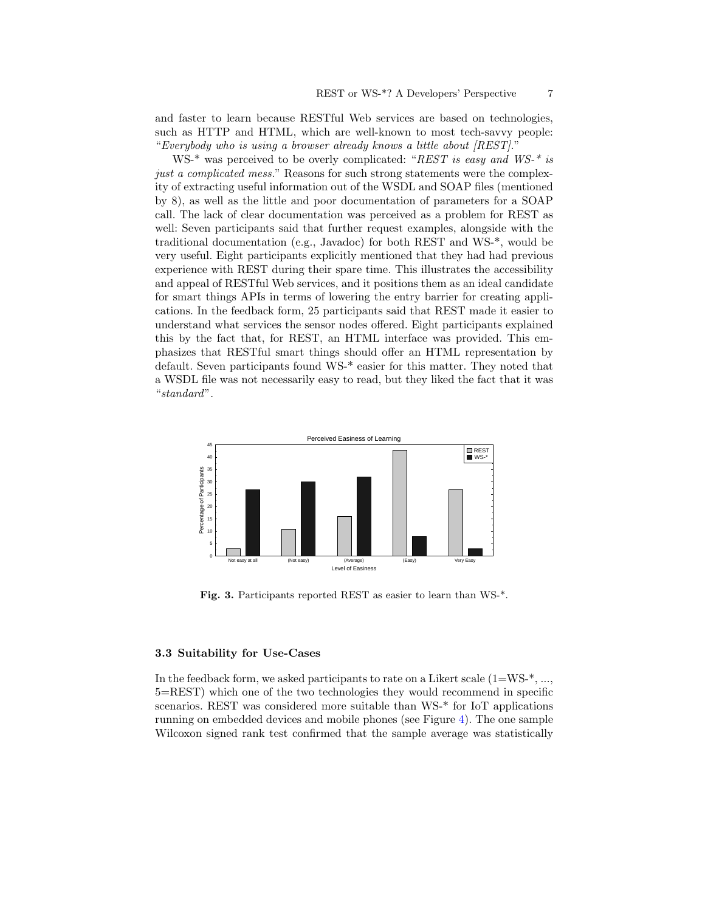and faster to learn because RESTful Web services are based on technologies, such as HTTP and HTML, which are well-known to most tech-savvy people: "*Everybody who is using a browser already knows a little about [REST].*"

WS-* was perceived to be overly complicated: "*REST is easy and WS-* is just a complicated mess.*" Reasons for such strong statements were the complexity of extracting useful information out of the WSDL and SOAP files (mentioned by 8), as well as the little and poor documentation of parameters for a SOAP call. The lack of clear documentation was perceived as a problem for REST as well: Seven participants said that further request examples, alongside with the traditional documentation (e.g., Javadoc) for both REST and WS-*, would be very useful. Eight participants explicitly mentioned that they had had previous experience with REST during their spare time. This illustrates the accessibility and appeal of RESTful Web services, and it positions them as an ideal candidate for smart things APIs in terms of lowering the entry barrier for creating applications. In the feedback form, 25 participants said that REST made it easier to understand what services the sensor nodes offered. Eight participants explained this by the fact that, for REST, an HTML interface was provided. This emphasizes that RESTful smart things should offer an HTML representation by default. Seven participants found WS-* easier for this matter. They noted that a WSDL file was not necessarily easy to read, but they liked the fact that it was "*standard*".

Perceived Easiness of Learning

Percentage of Participants

0
5
10
15
20
25
30
35
40
45

REST
WS-*

Not easy at all
(Not easy)
(Average)
(Easy)
Very Easy

Level of Easiness

**Fig. 3.** Participants reported REST as easier to learn than WS-*.

### 3.3 Suitability for Use-Cases

In the feedback form, we asked participants to rate on a Likert scale (1=WS-*, ..., 5=REST) which one of the two technologies they would recommend in specific scenarios. REST was considered more suitable than WS-* for IoT applications running on embedded devices and mobile phones (see Figure 4). The one sample Wilcoxon signed rank test confirmed that the sample average was statistically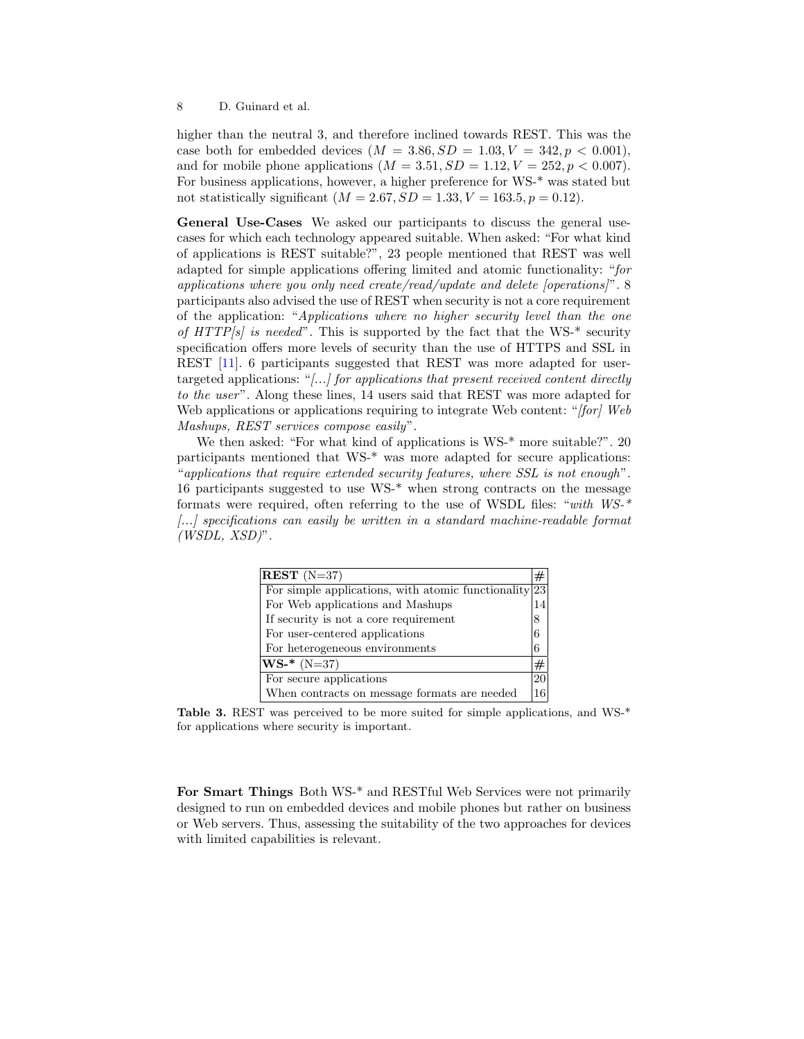higher than the neutral 3, and therefore inclined towards REST. This was the case both for embedded devices ($M = 3.86, SD = 1.03, V = 342, p < 0.001$), and for mobile phone applications ($M = 3.51, SD = 1.12, V = 252, p < 0.007$). For business applications, however, a higher preference for WS-* was stated but not statistically significant ($M = 2.67, SD = 1.33, V = 163.5, p = 0.12$).

**General Use-Cases** We asked our participants to discuss the general use-cases for which each technology appeared suitable. When asked: "For what kind of applications is REST suitable?", 23 people mentioned that REST was well adapted for simple applications offering limited and atomic functionality: "*for applications where you only need create/read/update and delete [operations]*". 8 participants also advised the use of REST when security is not a core requirement of the application: "*Applications where no higher security level than the one of HTTP[s] is needed*". This is supported by the fact that the WS-* security specification offers more levels of security than the use of HTTPS and SSL in REST [11]. 6 participants suggested that REST was more adapted for user-targeted applications: "*[...] for applications that present received content directly to the user*". Along these lines, 14 users said that REST was more adapted for Web applications or applications requiring to integrate Web content: "*[for] Web Mashups, REST services compose easily*".

We then asked: "For what kind of applications is WS-* more suitable?". 20 participants mentioned that WS-* was more adapted for secure applications: "*applications that require extended security features, where SSL is not enough*". 16 participants suggested to use WS-* when strong contracts on the message formats were required, often referring to the use of WSDL files: "*with WS-* [...] specifications can easily be written in a standard machine-readable format (WSDL, XSD)*".

| **REST** (N=37) | # |
|---|---|
| For simple applications, with atomic functionality | 23 |
| For Web applications and Mashups | 14 |
| If security is not a core requirement | 8 |
| For user-centered applications | 6 |
| For heterogeneous environments | 6 |
| **WS-*** (N=37) | # |
| For secure applications | 20 |
| When contracts on message formats are needed | 16 |

**Table 3.** REST was perceived to be more suited for simple applications, and WS-* for applications where security is important.

**For Smart Things** Both WS-* and RESTful Web Services were not primarily designed to run on embedded devices and mobile phones but rather on business or Web servers. Thus, assessing the suitability of the two approaches for devices with limited capabilities is relevant.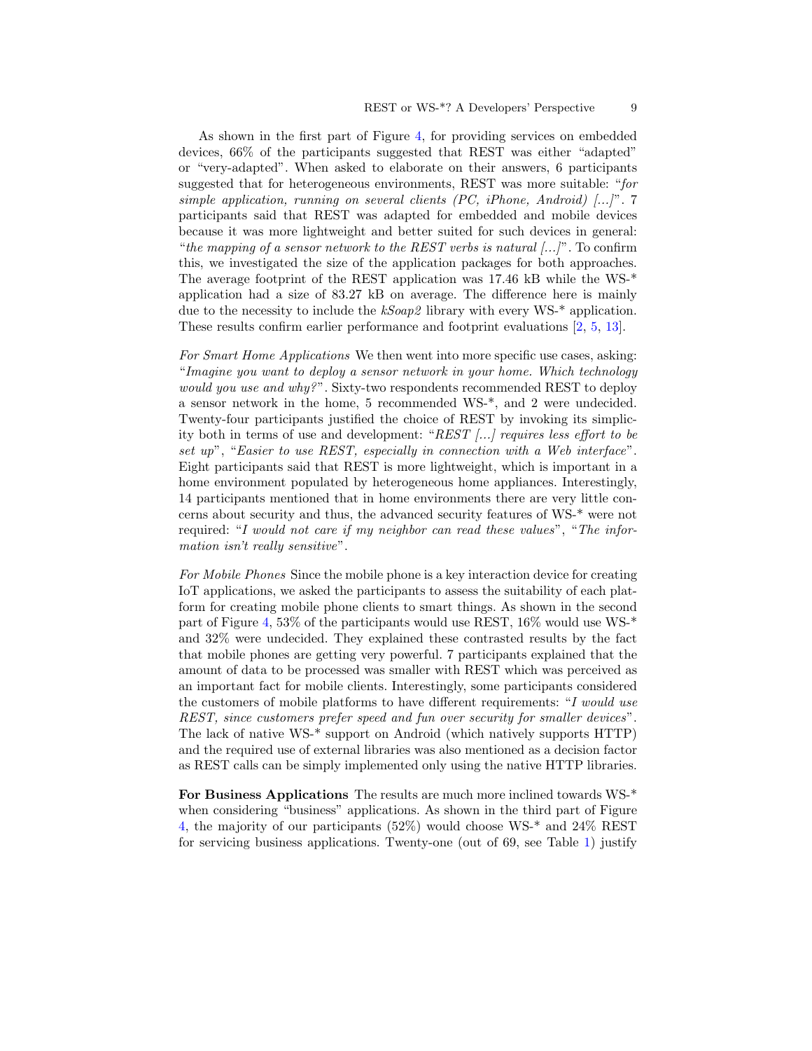As shown in the first part of Figure 4, for providing services on embedded devices, 66% of the participants suggested that REST was either "adapted" or "very-adapted". When asked to elaborate on their answers, 6 participants suggested that for heterogeneous environments, REST was more suitable: "*for simple application, running on several clients (PC, iPhone, Android) [...]*". 7 participants said that REST was adapted for embedded and mobile devices because it was more lightweight and better suited for such devices in general: "*the mapping of a sensor network to the REST verbs is natural [...]*". To confirm this, we investigated the size of the application packages for both approaches. The average footprint of the REST application was 17.46 kB while the WS-* application had a size of 83.27 kB on average. The difference here is mainly due to the necessity to include the *kSoap2* library with every WS-* application. These results confirm earlier performance and footprint evaluations [2, 5, 13].

*For Smart Home Applications* We then went into more specific use cases, asking: "*Imagine you want to deploy a sensor network in your home. Which technology would you use and why?*". Sixty-two respondents recommended REST to deploy a sensor network in the home, 5 recommended WS-*, and 2 were undecided. Twenty-four participants justified the choice of REST by invoking its simplicity both in terms of use and development: "*REST [...] requires less effort to be set up*", "*Easier to use REST, especially in connection with a Web interface*". Eight participants said that REST is more lightweight, which is important in a home environment populated by heterogeneous home appliances. Interestingly, 14 participants mentioned that in home environments there are very little concerns about security and thus, the advanced security features of WS-* were not required: "*I would not care if my neighbor can read these values*", "*The information isn't really sensitive*".

*For Mobile Phones* Since the mobile phone is a key interaction device for creating IoT applications, we asked the participants to assess the suitability of each platform for creating mobile phone clients to smart things. As shown in the second part of Figure 4, 53% of the participants would use REST, 16% would use WS-* and 32% were undecided. They explained these contrasted results by the fact that mobile phones are getting very powerful. 7 participants explained that the amount of data to be processed was smaller with REST which was perceived as an important fact for mobile clients. Interestingly, some participants considered the customers of mobile platforms to have different requirements: "*I would use REST, since customers prefer speed and fun over security for smaller devices*". The lack of native WS-* support on Android (which natively supports HTTP) and the required use of external libraries was also mentioned as a decision factor as REST calls can be simply implemented only using the native HTTP libraries.

**For Business Applications** The results are much more inclined towards WS-* when considering "business" applications. As shown in the third part of Figure 4, the majority of our participants (52%) would choose WS-* and 24% REST for servicing business applications. Twenty-one (out of 69, see Table 1) justify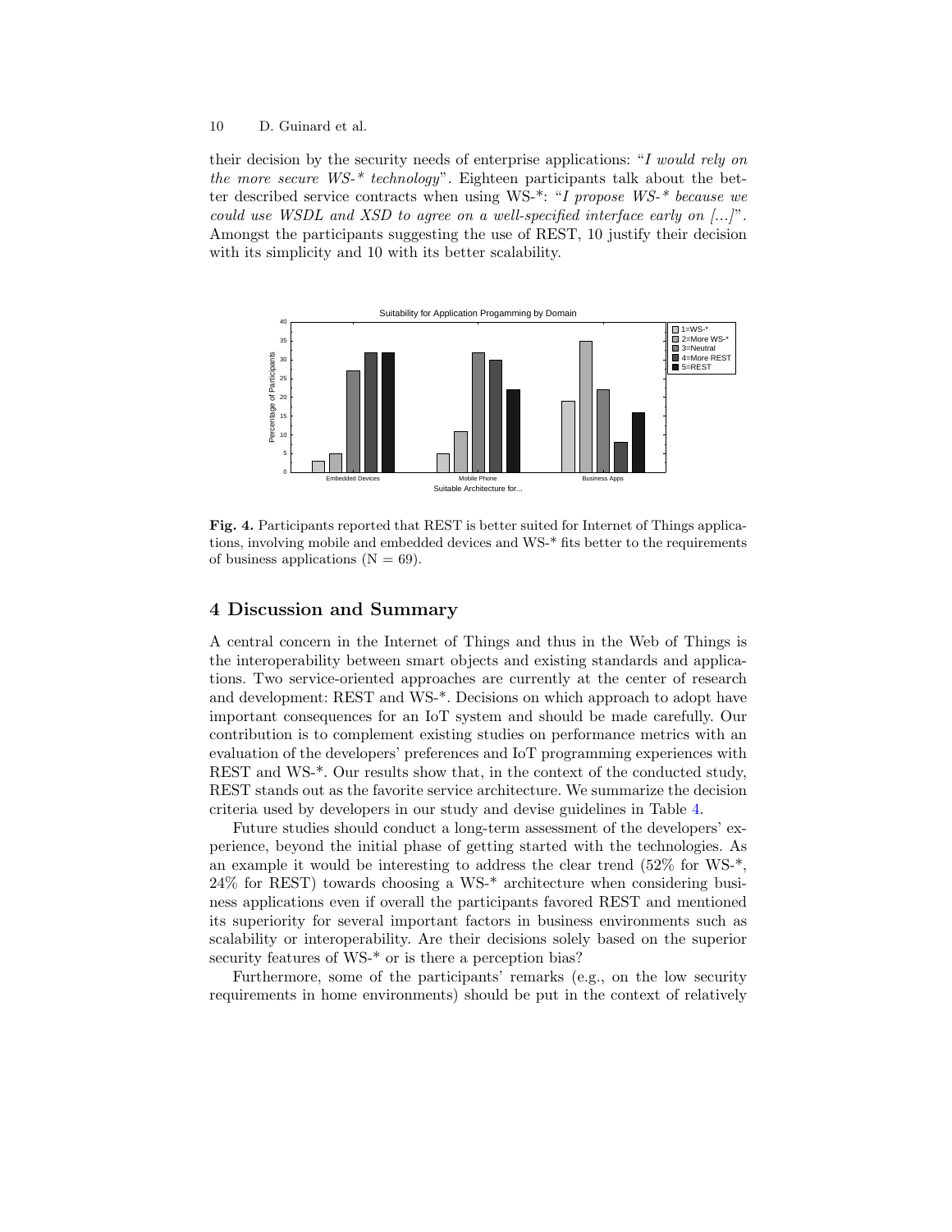their decision by the security needs of enterprise applications: "*I would rely on the more secure WS-* technology*". Eighteen participants talk about the better described service contracts when using WS-*: "*I propose WS-* because we could use WSDL and XSD to agree on a well-specified interface early on [...]*". Amongst the participants suggesting the use of REST, 10 justify their decision with its simplicity and 10 with its better scalability.

**Fig. 4.** Participants reported that REST is better suited for Internet of Things applications, involving mobile and embedded devices and WS-* fits better to the requirements of business applications (N = 69).

## 4 Discussion and Summary

A central concern in the Internet of Things and thus in the Web of Things is the interoperability between smart objects and existing standards and applications. Two service-oriented approaches are currently at the center of research and development: REST and WS-*. Decisions on which approach to adopt have important consequences for an IoT system and should be made carefully. Our contribution is to complement existing studies on performance metrics with an evaluation of the developers' preferences and IoT programming experiences with REST and WS-*. Our results show that, in the context of the conducted study, REST stands out as the favorite service architecture. We summarize the decision criteria used by developers in our study and devise guidelines in Table 4.

Future studies should conduct a long-term assessment of the developers' experience, beyond the initial phase of getting started with the technologies. As an example it would be interesting to address the clear trend (52% for WS-*, 24% for REST) towards choosing a WS-* architecture when considering business applications even if overall the participants favored REST and mentioned its superiority for several important factors in business environments such as scalability or interoperability. Are their decisions solely based on the superior security features of WS-* or is there a perception bias?

Furthermore, some of the participants' remarks (e.g., on the low security requirements in home environments) should be put in the context of relatively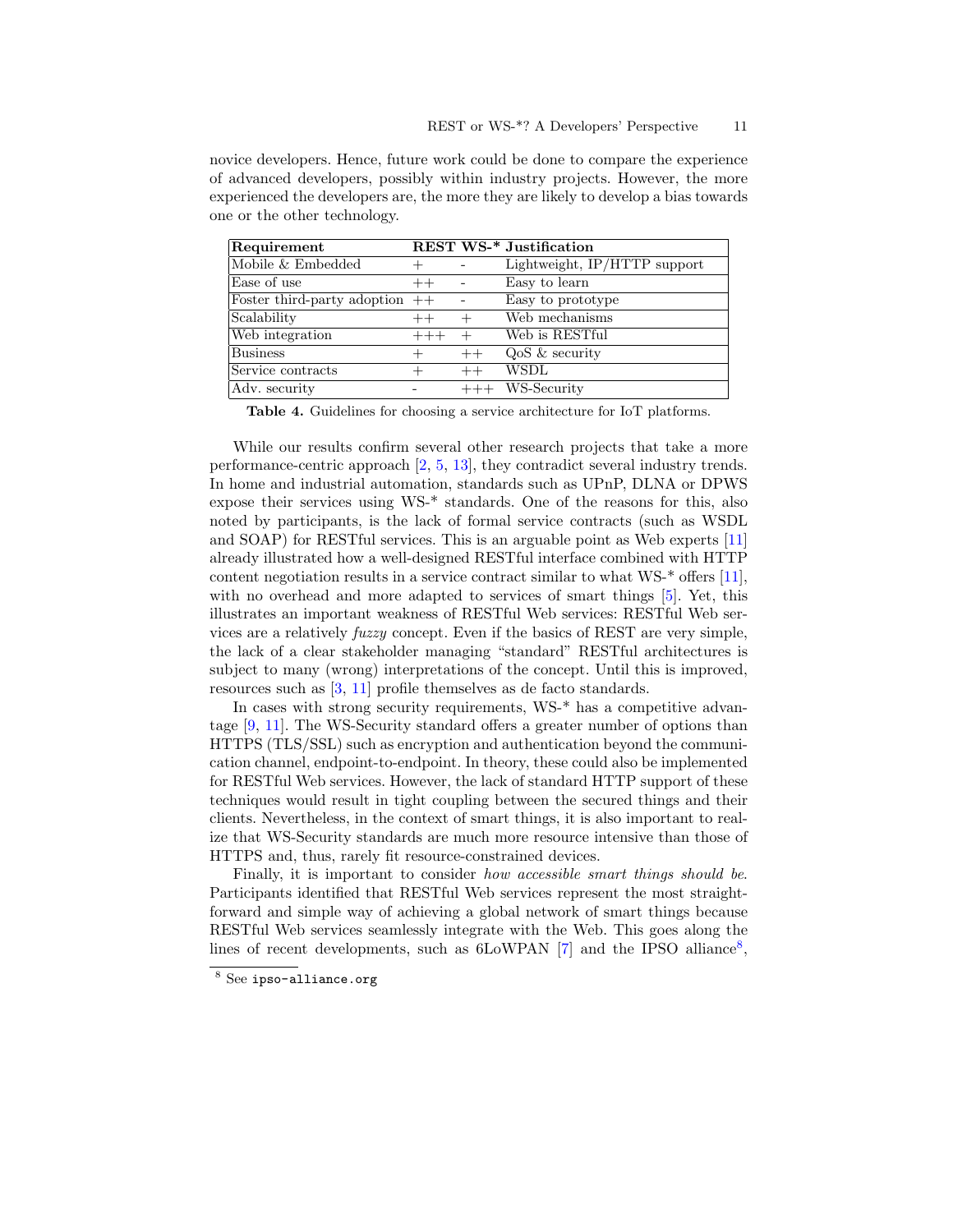novice developers. Hence, future work could be done to compare the experience of advanced developers, possibly within industry projects. However, the more experienced the developers are, the more they are likely to develop a bias towards one or the other technology.

| Requirement | REST | WS-* | Justification |
|---|---|---|---|
| Mobile & Embedded | + | - | Lightweight, IP/HTTP support |
| Ease of use | ++ | - | Easy to learn |
| Foster third-party adoption | ++ | - | Easy to prototype |
| Scalability | ++ | + | Web mechanisms |
| Web integration | +++ | + | Web is RESTful |
| Business | + | ++ | QoS & security |
| Service contracts | + | ++ | WSDL |
| Adv. security | - | +++ | WS-Security |

**Table 4.** Guidelines for choosing a service architecture for IoT platforms.

While our results confirm several other research projects that take a more performance-centric approach [2, 5, 13], they contradict several industry trends. In home and industrial automation, standards such as UPnP, DLNA or DPWS expose their services using WS-* standards. One of the reasons for this, also noted by participants, is the lack of formal service contracts (such as WSDL and SOAP) for RESTful services. This is an arguable point as Web experts [11] already illustrated how a well-designed RESTful interface combined with HTTP content negotiation results in a service contract similar to what WS-* offers [11], with no overhead and more adapted to services of smart things [5]. Yet, this illustrates an important weakness of RESTful Web services: RESTful Web services are a relatively *fuzzy* concept. Even if the basics of REST are very simple, the lack of a clear stakeholder managing "standard" RESTful architectures is subject to many (wrong) interpretations of the concept. Until this is improved, resources such as [3, 11] profile themselves as de facto standards.

In cases with strong security requirements, WS-* has a competitive advantage [9, 11]. The WS-Security standard offers a greater number of options than HTTPS (TLS/SSL) such as encryption and authentication beyond the communication channel, endpoint-to-endpoint. In theory, these could also be implemented for RESTful Web services. However, the lack of standard HTTP support of these techniques would result in tight coupling between the secured things and their clients. Nevertheless, in the context of smart things, it is also important to realize that WS-Security standards are much more resource intensive than those of HTTPS and, thus, rarely fit resource-constrained devices.

Finally, it is important to consider *how accessible smart things should be.* Participants identified that RESTful Web services represent the most straightforward and simple way of achieving a global network of smart things because RESTful Web services seamlessly integrate with the Web. This goes along the lines of recent developments, such as 6LoWPAN [7] and the IPSO alliance[8],

[8] See ipso-alliance.org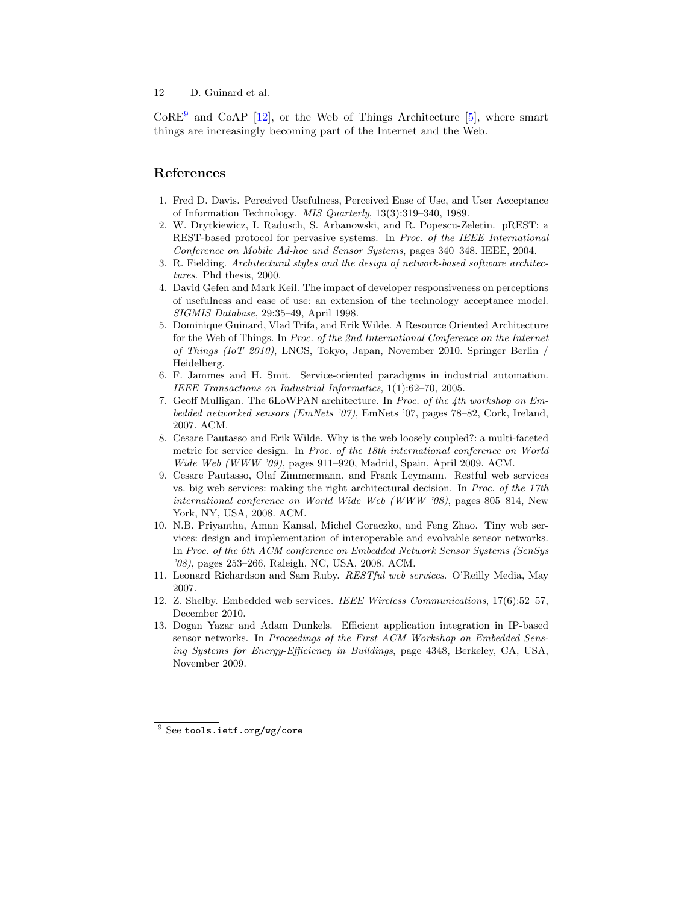CoRE[9] and CoAP [12], or the Web of Things Architecture [5], where smart things are increasingly becoming part of the Internet and the Web.

## References

1. Fred D. Davis. Perceived Usefulness, Perceived Ease of Use, and User Acceptance of Information Technology. *MIS Quarterly*, 13(3):319–340, 1989.
2. W. Drytkiewicz, I. Radusch, S. Arbanowski, and R. Popescu-Zeletin. pREST: a REST-based protocol for pervasive systems. In *Proc. of the IEEE International Conference on Mobile Ad-hoc and Sensor Systems*, pages 340–348. IEEE, 2004.
3. R. Fielding. *Architectural styles and the design of network-based software architectures*. Phd thesis, 2000.
4. David Gefen and Mark Keil. The impact of developer responsiveness on perceptions of usefulness and ease of use: an extension of the technology acceptance model. *SIGMIS Database*, 29:35–49, April 1998.
5. Dominique Guinard, Vlad Trifa, and Erik Wilde. A Resource Oriented Architecture for the Web of Things. In *Proc. of the 2nd International Conference on the Internet of Things (IoT 2010)*, LNCS, Tokyo, Japan, November 2010. Springer Berlin / Heidelberg.
6. F. Jammes and H. Smit. Service-oriented paradigms in industrial automation. *IEEE Transactions on Industrial Informatics*, 1(1):62–70, 2005.
7. Geoff Mulligan. The 6LoWPAN architecture. In *Proc. of the 4th workshop on Embedded networked sensors (EmNets '07)*, EmNets '07, pages 78–82, Cork, Ireland, 2007. ACM.
8. Cesare Pautasso and Erik Wilde. Why is the web loosely coupled?: a multi-faceted metric for service design. In *Proc. of the 18th international conference on World Wide Web (WWW '09)*, pages 911–920, Madrid, Spain, April 2009. ACM.
9. Cesare Pautasso, Olaf Zimmermann, and Frank Leymann. Restful web services vs. big web services: making the right architectural decision. In *Proc. of the 17th international conference on World Wide Web (WWW '08)*, pages 805–814, New York, NY, USA, 2008. ACM.
10. N.B. Priyantha, Aman Kansal, Michel Goraczko, and Feng Zhao. Tiny web services: design and implementation of interoperable and evolvable sensor networks. In *Proc. of the 6th ACM conference on Embedded Network Sensor Systems (SenSys '08)*, pages 253–266, Raleigh, NC, USA, 2008. ACM.
11. Leonard Richardson and Sam Ruby. *RESTful web services*. O'Reilly Media, May 2007.
12. Z. Shelby. Embedded web services. *IEEE Wireless Communications*, 17(6):52–57, December 2010.
13. Dogan Yazar and Adam Dunkels. Efficient application integration in IP-based sensor networks. In *Proceedings of the First ACM Workshop on Embedded Sensing Systems for Energy-Efficiency in Buildings*, page 4348, Berkeley, CA, USA, November 2009.

---

[9] See `tools.ietf.org/wg/core`